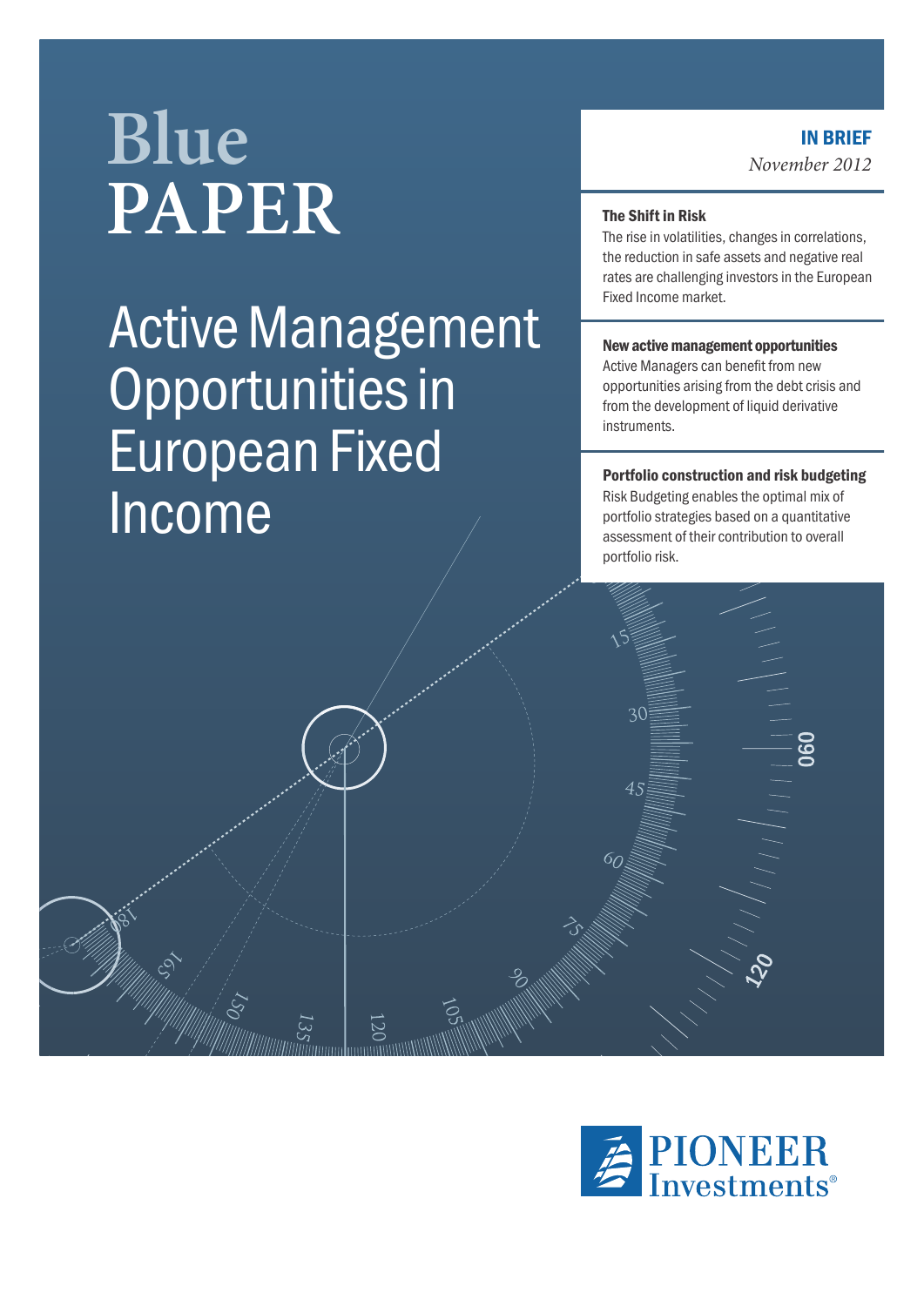# Blue PAPER

# Active Management Opportunities in European Fixed Income

**IN BRIEF**

*November 2012*

**The Shift in Risk**

The rise in volatilities, changes in correlations, the reduction in safe assets and negative real rates are challenging investors in the European Fixed Income market.

**New active management opportunities**

Active Managers can benefit from new opportunities arising from the debt crisis and from the development of liquid derivative instruments.

**Portfolio construction and risk budgeting**

Risk Budgeting enables the optimal mix of portfolio strategies based on a quantitative assessment of their contribution to overall portfolio risk.

PIONEER Investments®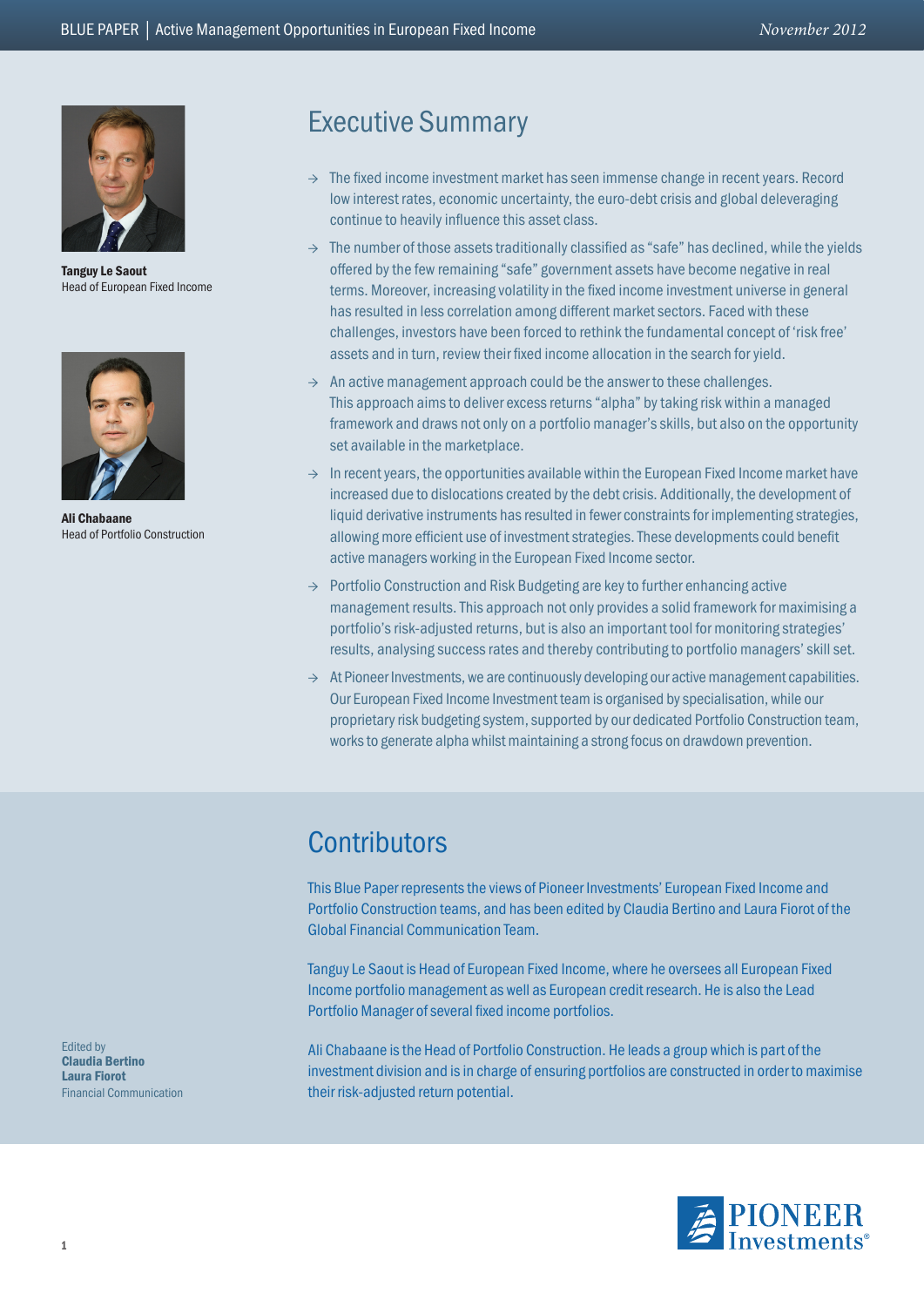**Tanguy Le Saout**
Head of European Fixed Income

**Ali Chabaane**
Head of Portfolio Construction

# Executive Summary

→ The fixed income investment market has seen immense change in recent years. Record low interest rates, economic uncertainty, the euro-debt crisis and global deleveraging continue to heavily influence this asset class.

→ The number of those assets traditionally classified as "safe" has declined, while the yields offered by the few remaining "safe" government assets have become negative in real terms. Moreover, increasing volatility in the fixed income investment universe in general has resulted in less correlation among different market sectors. Faced with these challenges, investors have been forced to rethink the fundamental concept of 'risk free' assets and in turn, review their fixed income allocation in the search for yield.

→ An active management approach could be the answer to these challenges. This approach aims to deliver excess returns "alpha" by taking risk within a managed framework and draws not only on a portfolio manager's skills, but also on the opportunity set available in the marketplace.

→ In recent years, the opportunities available within the European Fixed Income market have increased due to dislocations created by the debt crisis. Additionally, the development of liquid derivative instruments has resulted in fewer constraints for implementing strategies, allowing more efficient use of investment strategies. These developments could benefit active managers working in the European Fixed Income sector.

→ Portfolio Construction and Risk Budgeting are key to further enhancing active management results. This approach not only provides a solid framework for maximising a portfolio's risk-adjusted returns, but is also an important tool for monitoring strategies' results, analysing success rates and thereby contributing to portfolio managers' skill set.

→ At Pioneer Investments, we are continuously developing our active management capabilities. Our European Fixed Income Investment team is organised by specialisation, while our proprietary risk budgeting system, supported by our dedicated Portfolio Construction team, works to generate alpha whilst maintaining a strong focus on drawdown prevention.

# Contributors

This Blue Paper represents the views of Pioneer Investments' European Fixed Income and Portfolio Construction teams, and has been edited by Claudia Bertino and Laura Fiorot of the Global Financial Communication Team.

Tanguy Le Saout is Head of European Fixed Income, where he oversees all European Fixed Income portfolio management as well as European credit research. He is also the Lead Portfolio Manager of several fixed income portfolios.

Ali Chabaane is the Head of Portfolio Construction. He leads a group which is part of the investment division and is in charge of ensuring portfolios are constructed in order to maximise their risk-adjusted return potential.

Edited by
**Claudia Bertino**
**Laura Fiorot**
Financial Communication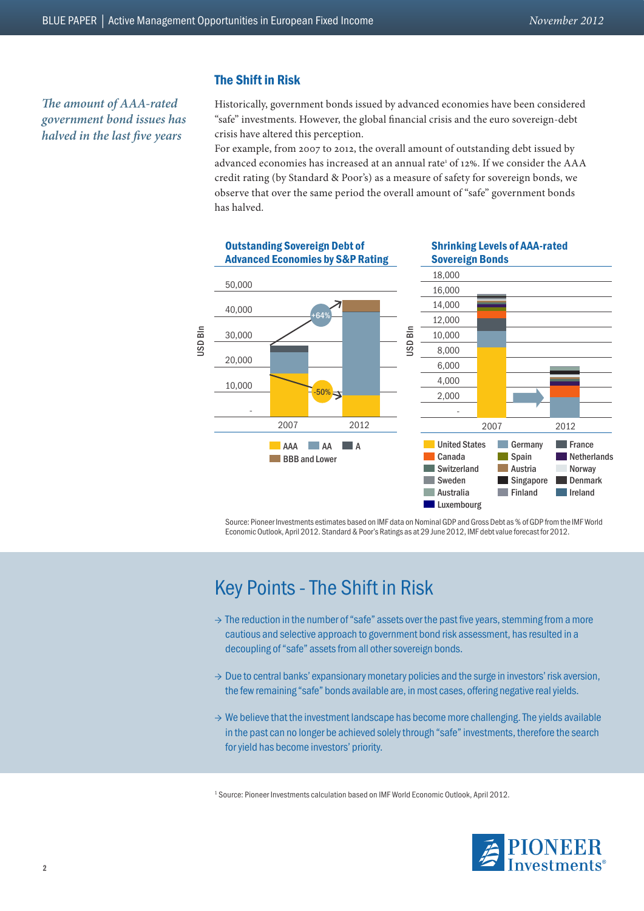*The amount of AAA-rated government bond issues has halved in the last five years*

## The Shift in Risk

Historically, government bonds issued by advanced economies have been considered "safe" investments. However, the global financial crisis and the euro sovereign-debt crisis have altered this perception.

For example, from 2007 to 2012, the overall amount of outstanding debt issued by advanced economies has increased at an annual rate[1] of 12%. If we consider the AAA credit rating (by Standard & Poor's) as a measure of safety for sovereign bonds, we observe that over the same period the overall amount of "safe" government bonds has halved.

**Outstanding Sovereign Debt of Advanced Economies by S&P Rating**

**Shrinking Levels of AAA-rated Sovereign Bonds**

Source: Pioneer Investments estimates based on IMF data on Nominal GDP and Gross Debt as % of GDP from the IMF World Economic Outlook, April 2012. Standard & Poor's Ratings as at 29 June 2012, IMF debt value forecast for 2012.

## Key Points - The Shift in Risk

→ The reduction in the number of "safe" assets over the past five years, stemming from a more cautious and selective approach to government bond risk assessment, has resulted in a decoupling of "safe" assets from all other sovereign bonds.

→ Due to central banks' expansionary monetary policies and the surge in investors' risk aversion, the few remaining "safe" bonds available are, in most cases, offering negative real yields.

→ We believe that the investment landscape has become more challenging. The yields available in the past can no longer be achieved solely through "safe" investments, therefore the search for yield has become investors' priority.

[1] Source: Pioneer Investments calculation based on IMF World Economic Outlook, April 2012.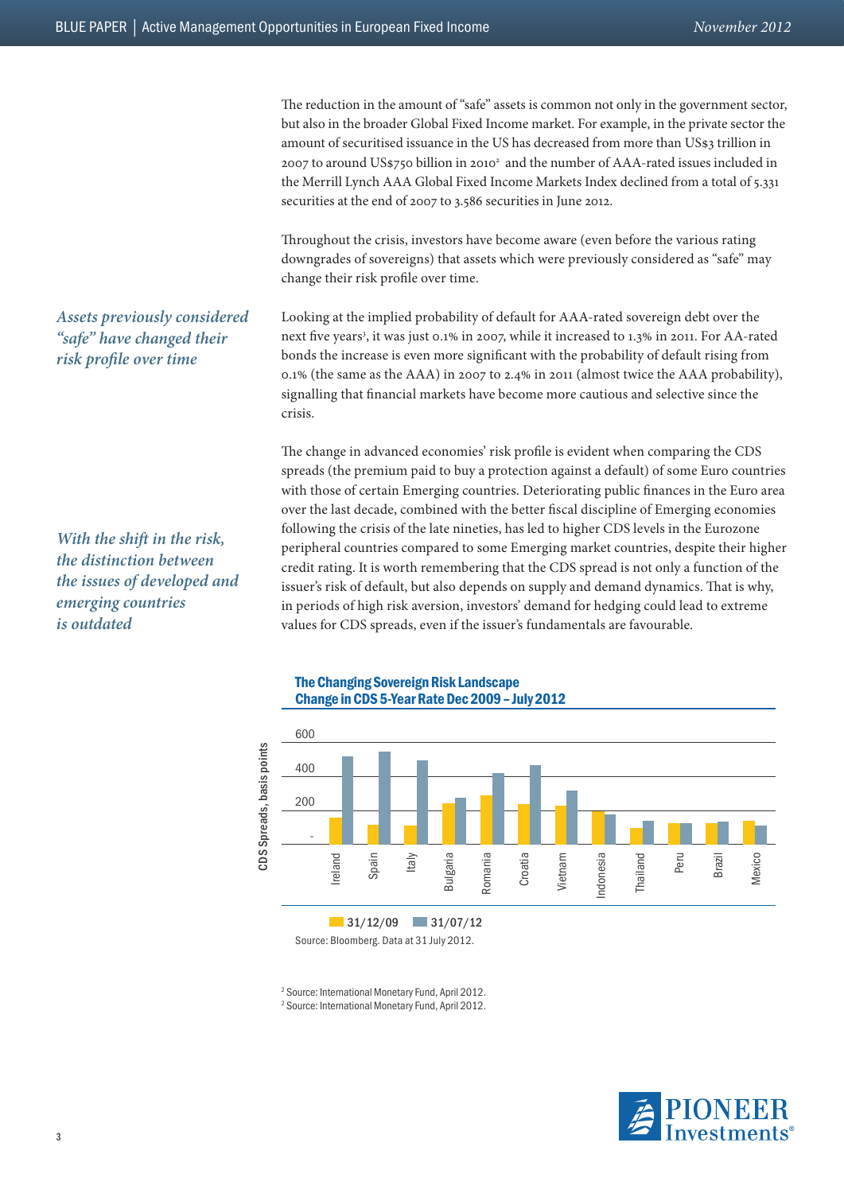The reduction in the amount of "safe" assets is common not only in the government sector, but also in the broader Global Fixed Income market. For example, in the private sector the amount of securitised issuance in the US has decreased from more than US$3 trillion in 2007 to around US$750 billion in 2010[2] and the number of AAA-rated issues included in the Merrill Lynch AAA Global Fixed Income Markets Index declined from a total of 5.331 securities at the end of 2007 to 3.586 securities in June 2012.

Throughout the crisis, investors have become aware (even before the various rating downgrades of sovereigns) that assets which were previously considered as "safe" may change their risk profile over time.

*Assets previously considered "safe" have changed their risk profile over time*

Looking at the implied probability of default for AAA-rated sovereign debt over the next five years[3], it was just 0.1% in 2007, while it increased to 1.3% in 2011. For AA-rated bonds the increase is even more significant with the probability of default rising from 0.1% (the same as the AAA) in 2007 to 2.4% in 2011 (almost twice the AAA probability), signalling that financial markets have become more cautious and selective since the crisis.

*With the shift in the risk, the distinction between the issues of developed and emerging countries is outdated*

The change in advanced economies' risk profile is evident when comparing the CDS spreads (the premium paid to buy a protection against a default) of some Euro countries with those of certain Emerging countries. Deteriorating public finances in the Euro area over the last decade, combined with the better fiscal discipline of Emerging economies following the crisis of the late nineties, has led to higher CDS levels in the Eurozone peripheral countries compared to some Emerging market countries, despite their higher credit rating. It is worth remembering that the CDS spread is not only a function of the issuer's risk of default, but also depends on supply and demand dynamics. That is why, in periods of high risk aversion, investors' demand for hedging could lead to extreme values for CDS spreads, even if the issuer's fundamentals are favourable.

**The Changing Sovereign Risk Landscape**
**Change in CDS 5-Year Rate Dec 2009 – July 2012**

Source: Bloomberg. Data at 31 July 2012.

[2] Source: International Monetary Fund, April 2012.
[2] Source: International Monetary Fund, April 2012.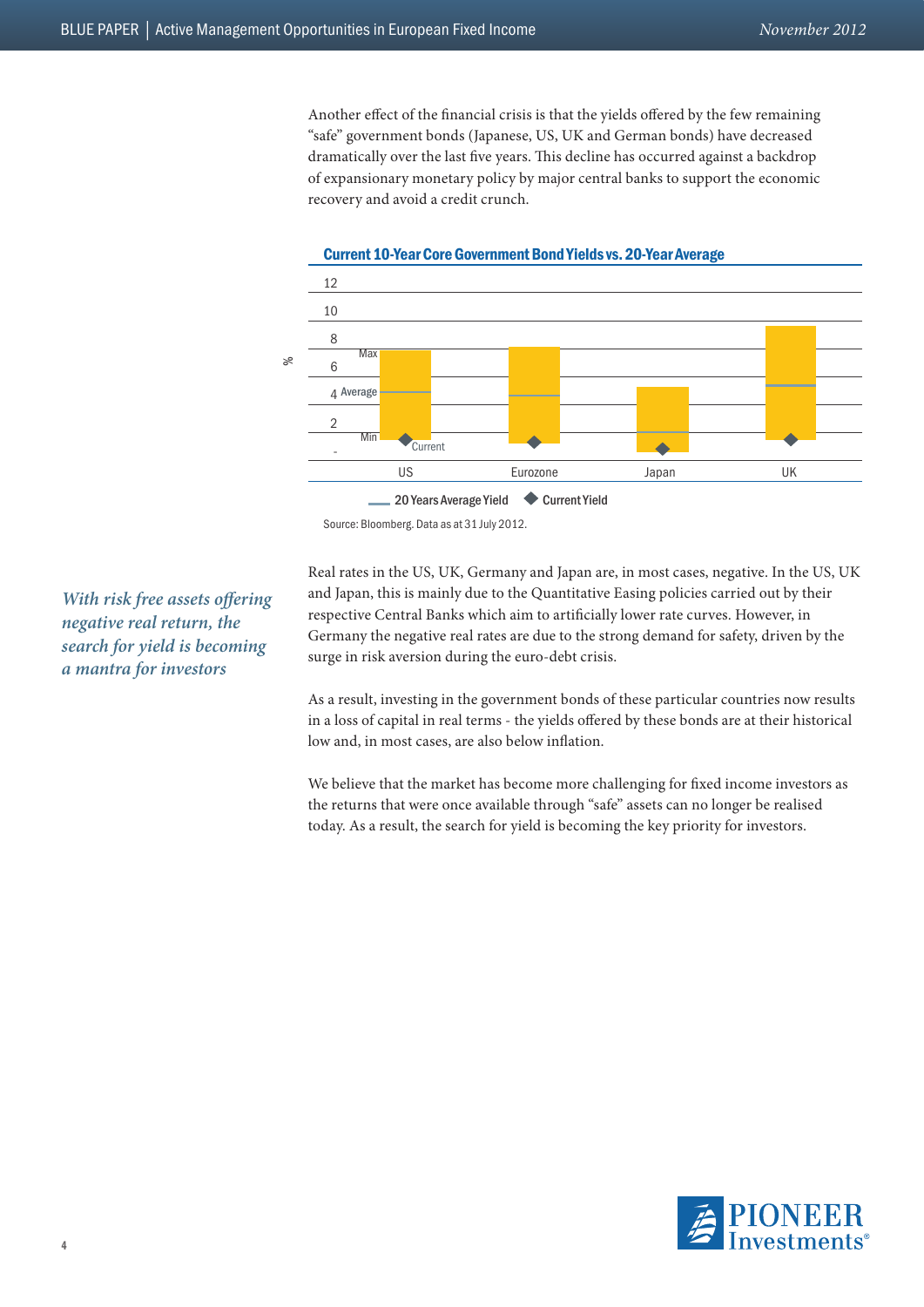Another effect of the financial crisis is that the yields offered by the few remaining "safe" government bonds (Japanese, US, UK and German bonds) have decreased dramatically over the last five years. This decline has occurred against a backdrop of expansionary monetary policy by major central banks to support the economic recovery and avoid a credit crunch.

**Current 10-Year Core Government Bond Yields vs. 20-Year Average**

Source: Bloomberg. Data as at 31 July 2012.

*With risk free assets offering negative real return, the search for yield is becoming a mantra for investors*

Real rates in the US, UK, Germany and Japan are, in most cases, negative. In the US, UK and Japan, this is mainly due to the Quantitative Easing policies carried out by their respective Central Banks which aim to artificially lower rate curves. However, in Germany the negative real rates are due to the strong demand for safety, driven by the surge in risk aversion during the euro-debt crisis.

As a result, investing in the government bonds of these particular countries now results in a loss of capital in real terms - the yields offered by these bonds are at their historical low and, in most cases, are also below inflation.

We believe that the market has become more challenging for fixed income investors as the returns that were once available through "safe" assets can no longer be realised today. As a result, the search for yield is becoming the key priority for investors.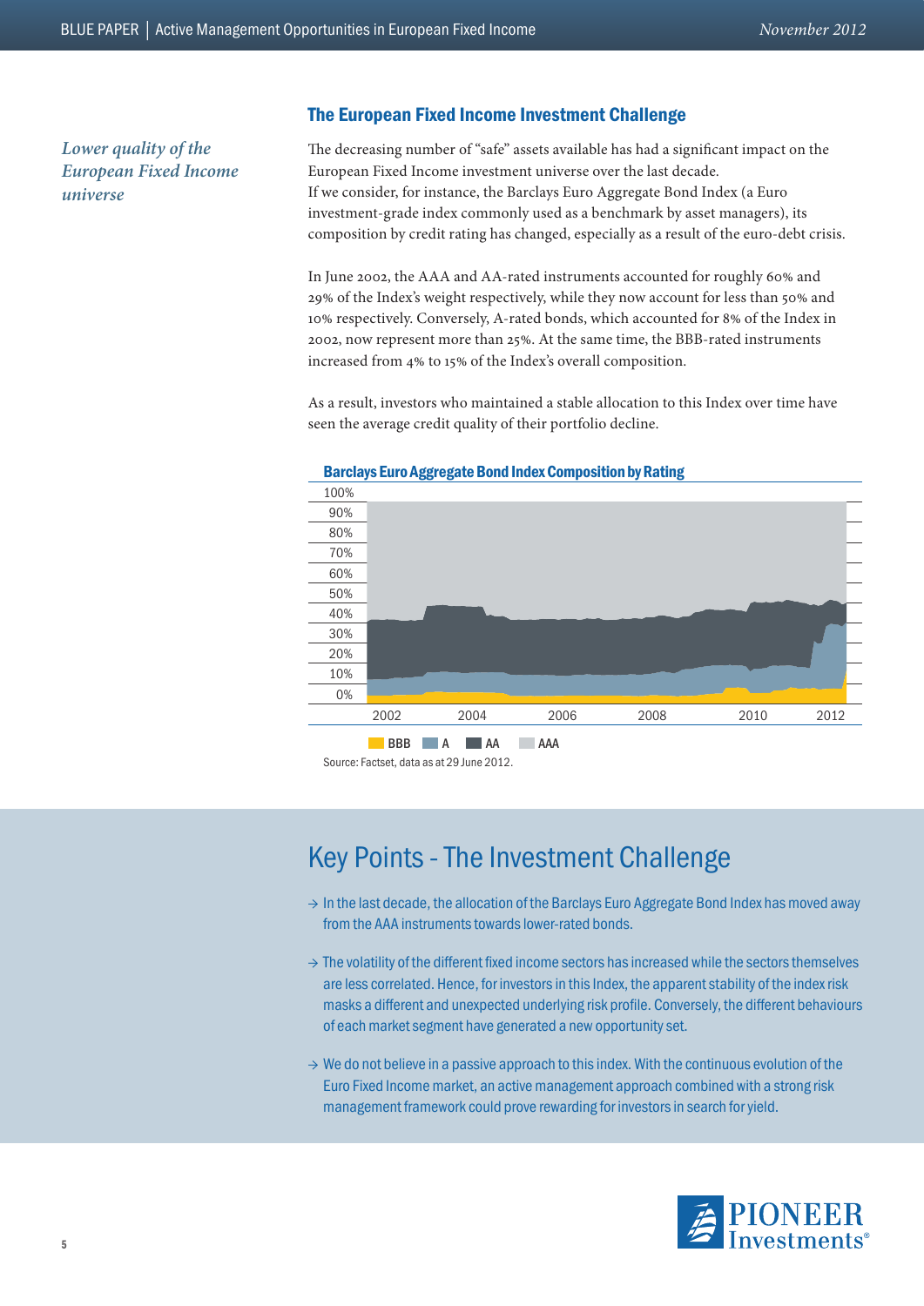## The European Fixed Income Investment Challenge

*Lower quality of the European Fixed Income universe*

The decreasing number of "safe" assets available has had a significant impact on the European Fixed Income investment universe over the last decade.
If we consider, for instance, the Barclays Euro Aggregate Bond Index (a Euro investment-grade index commonly used as a benchmark by asset managers), its composition by credit rating has changed, especially as a result of the euro-debt crisis.

In June 2002, the AAA and AA-rated instruments accounted for roughly 60% and 29% of the Index's weight respectively, while they now account for less than 50% and 10% respectively. Conversely, A-rated bonds, which accounted for 8% of the Index in 2002, now represent more than 25%. At the same time, the BBB-rated instruments increased from 4% to 15% of the Index's overall composition.

As a result, investors who maintained a stable allocation to this Index over time have seen the average credit quality of their portfolio decline.

**Barclays Euro Aggregate Bond Index Composition by Rating**

Source: Factset, data as at 29 June 2012.

# Key Points - The Investment Challenge

- In the last decade, the allocation of the Barclays Euro Aggregate Bond Index has moved away from the AAA instruments towards lower-rated bonds.
- The volatility of the different fixed income sectors has increased while the sectors themselves are less correlated. Hence, for investors in this Index, the apparent stability of the index risk masks a different and unexpected underlying risk profile. Conversely, the different behaviours of each market segment have generated a new opportunity set.
- We do not believe in a passive approach to this index. With the continuous evolution of the Euro Fixed Income market, an active management approach combined with a strong risk management framework could prove rewarding for investors in search for yield.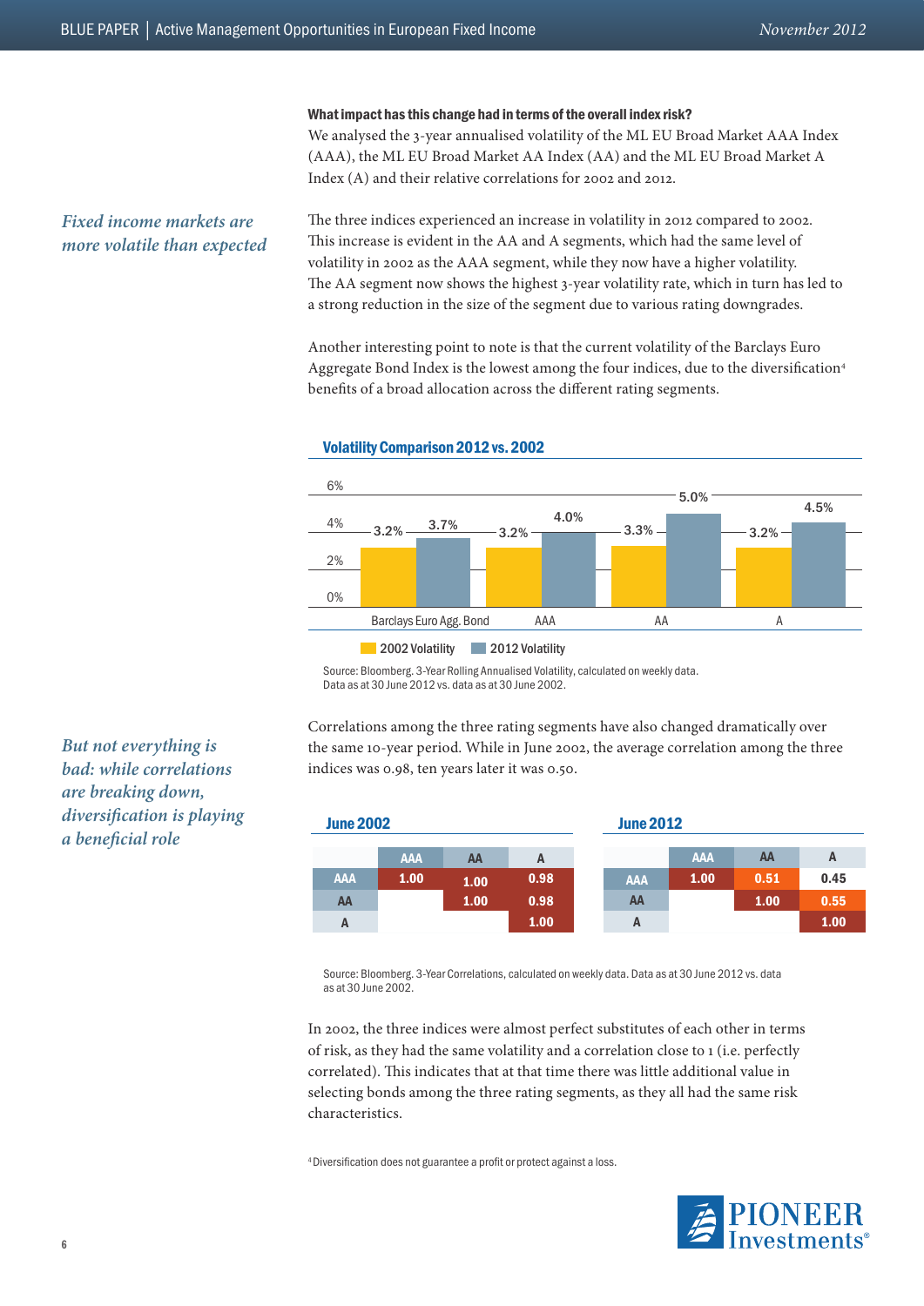**What impact has this change had in terms of the overall index risk?**

We analysed the 3-year annualised volatility of the ML EU Broad Market AAA Index (AAA), the ML EU Broad Market AA Index (AA) and the ML EU Broad Market A Index (A) and their relative correlations for 2002 and 2012.

*Fixed income markets are more volatile than expected*

The three indices experienced an increase in volatility in 2012 compared to 2002. This increase is evident in the AA and A segments, which had the same level of volatility in 2002 as the AAA segment, while they now have a higher volatility. The AA segment now shows the highest 3-year volatility rate, which in turn has led to a strong reduction in the size of the segment due to various rating downgrades.

Another interesting point to note is that the current volatility of the Barclays Euro Aggregate Bond Index is the lowest among the four indices, due to the diversification[4] benefits of a broad allocation across the different rating segments.

**Volatility Comparison 2012 vs. 2002**

| | 2002 Volatility | 2012 Volatility |
|---|---|---|
| Barclays Euro Agg. Bond | 3.2% | 3.7% |
| AAA | 3.2% | 4.0% |
| AA | 3.3% | 5.0% |
| A | 3.2% | 4.5% |

Source: Bloomberg. 3-Year Rolling Annualised Volatility, calculated on weekly data. Data as at 30 June 2012 vs. data as at 30 June 2002.

*But not everything is bad: while correlations are breaking down, diversification is playing a beneficial role*

Correlations among the three rating segments have also changed dramatically over the same 10-year period. While in June 2002, the average correlation among the three indices was 0.98, ten years later it was 0.50.

**June 2002**

| | AAA | AA | A |
|---|---|---|---|
| AAA | 1.00 | 1.00 | 0.98 |
| AA | | 1.00 | 0.98 |
| A | | | 1.00 |

**June 2012**

| | AAA | AA | A |
|---|---|---|---|
| AAA | 1.00 | 0.51 | 0.45 |
| AA | | 1.00 | 0.55 |
| A | | | 1.00 |

Source: Bloomberg. 3-Year Correlations, calculated on weekly data. Data as at 30 June 2012 vs. data as at 30 June 2002.

In 2002, the three indices were almost perfect substitutes of each other in terms of risk, as they had the same volatility and a correlation close to 1 (i.e. perfectly correlated). This indicates that at that time there was little additional value in selecting bonds among the three rating segments, as they all had the same risk characteristics.

[4] Diversification does not guarantee a profit or protect against a loss.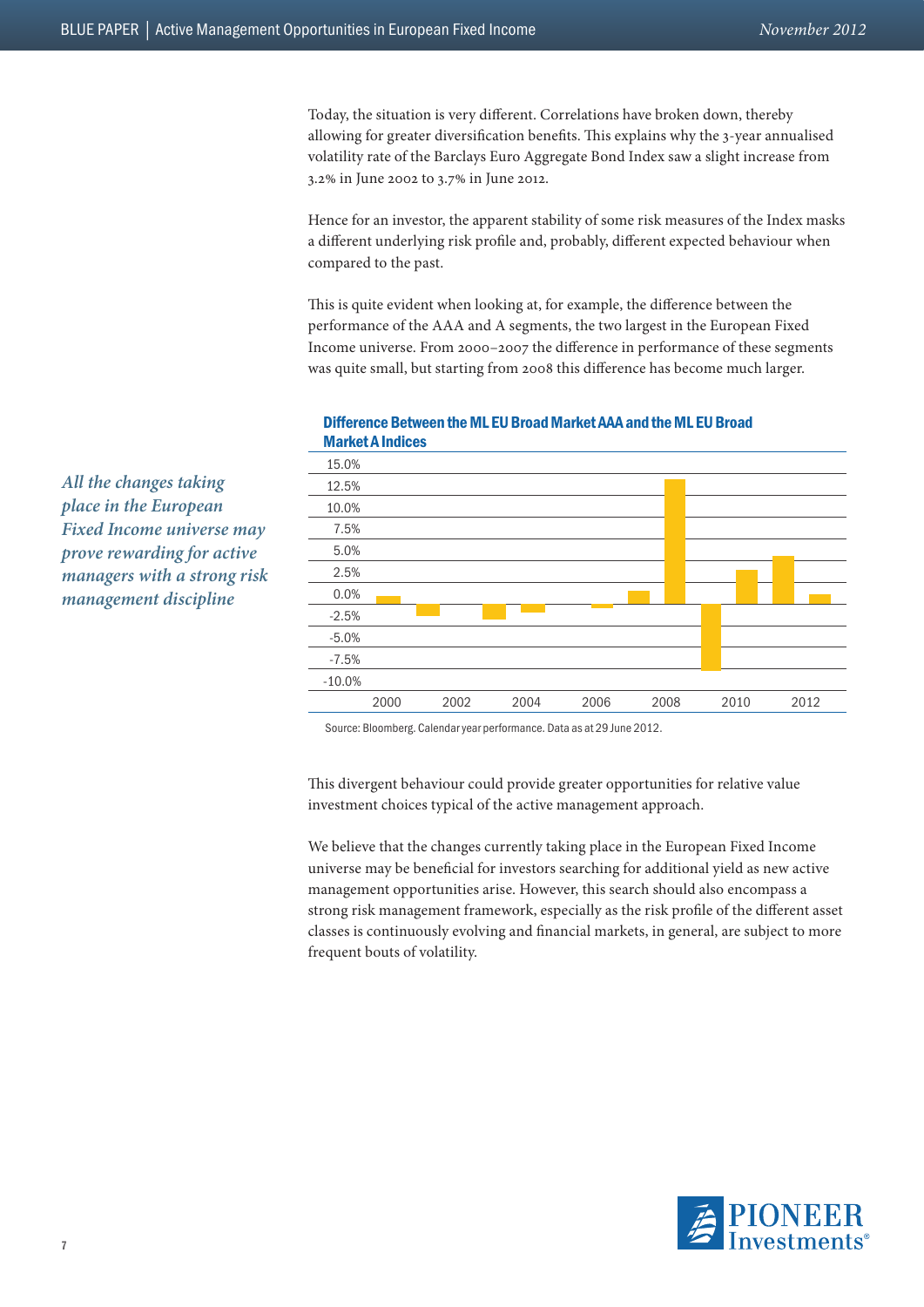Today, the situation is very different. Correlations have broken down, thereby allowing for greater diversification benefits. This explains why the 3-year annualised volatility rate of the Barclays Euro Aggregate Bond Index saw a slight increase from 3.2% in June 2002 to 3.7% in June 2012.

Hence for an investor, the apparent stability of some risk measures of the Index masks a different underlying risk profile and, probably, different expected behaviour when compared to the past.

This is quite evident when looking at, for example, the difference between the performance of the AAA and A segments, the two largest in the European Fixed Income universe. From 2000–2007 the difference in performance of these segments was quite small, but starting from 2008 this difference has become much larger.

*All the changes taking place in the European Fixed Income universe may prove rewarding for active managers with a strong risk management discipline*

**Difference Between the ML EU Broad Market AAA and the ML EU Broad Market A Indices**

Source: Bloomberg. Calendar year performance. Data as at 29 June 2012.

This divergent behaviour could provide greater opportunities for relative value investment choices typical of the active management approach.

We believe that the changes currently taking place in the European Fixed Income universe may be beneficial for investors searching for additional yield as new active management opportunities arise. However, this search should also encompass a strong risk management framework, especially as the risk profile of the different asset classes is continuously evolving and financial markets, in general, are subject to more frequent bouts of volatility.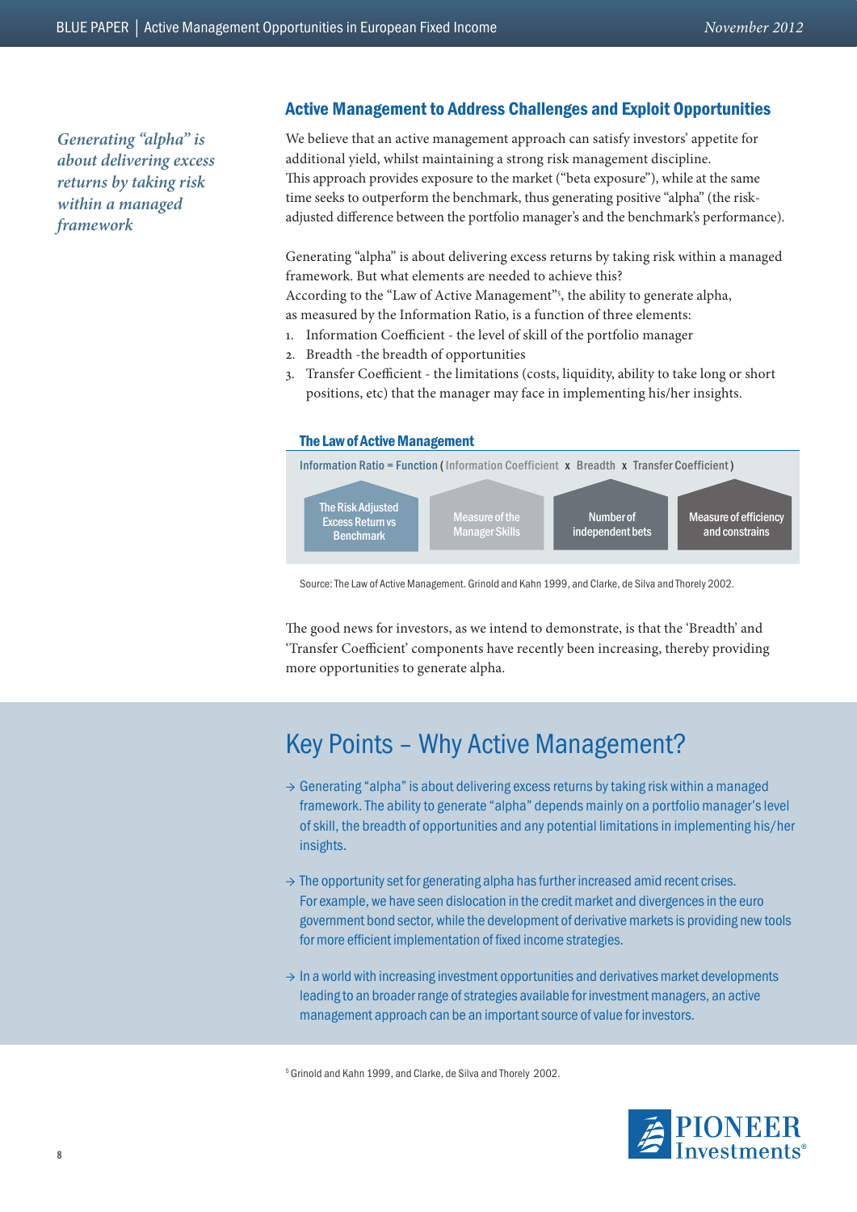*Generating "alpha" is about delivering excess returns by taking risk within a managed framework*

## Active Management to Address Challenges and Exploit Opportunities

We believe that an active management approach can satisfy investors' appetite for additional yield, whilst maintaining a strong risk management discipline. This approach provides exposure to the market ("beta exposure"), while at the same time seeks to outperform the benchmark, thus generating positive "alpha" (the risk-adjusted difference between the portfolio manager's and the benchmark's performance).

Generating "alpha" is about delivering excess returns by taking risk within a managed framework. But what elements are needed to achieve this?
According to the "Law of Active Management"[5], the ability to generate alpha, as measured by the Information Ratio, is a function of three elements:

1. Information Coefficient - the level of skill of the portfolio manager
2. Breadth -the breadth of opportunities
3. Transfer Coefficient - the limitations (costs, liquidity, ability to take long or short positions, etc) that the manager may face in implementing his/her insights.

### The Law of Active Management

Information Ratio = Function ( Information Coefficient x Breadth x Transfer Coefficient )

| Information Ratio | Information Coefficient | Breadth | Transfer Coefficient |
| --- | --- | --- | --- |
| The Risk Adjusted Excess Return vs Benchmark | Measure of the Manager Skills | Number of independent bets | Measure of efficiency and constrains |

Source: The Law of Active Management. Grinold and Kahn 1999, and Clarke, de Silva and Thorely 2002.

The good news for investors, as we intend to demonstrate, is that the 'Breadth' and 'Transfer Coefficient' components have recently been increasing, thereby providing more opportunities to generate alpha.

## Key Points – Why Active Management?

- Generating "alpha" is about delivering excess returns by taking risk within a managed framework. The ability to generate "alpha" depends mainly on a portfolio manager's level of skill, the breadth of opportunities and any potential limitations in implementing his/her insights.
- The opportunity set for generating alpha has further increased amid recent crises. For example, we have seen dislocation in the credit market and divergences in the euro government bond sector, while the development of derivative markets is providing new tools for more efficient implementation of fixed income strategies.
- In a world with increasing investment opportunities and derivatives market developments leading to an broader range of strategies available for investment managers, an active management approach can be an important source of value for investors.

[5] Grinold and Kahn 1999, and Clarke, de Silva and Thorely 2002.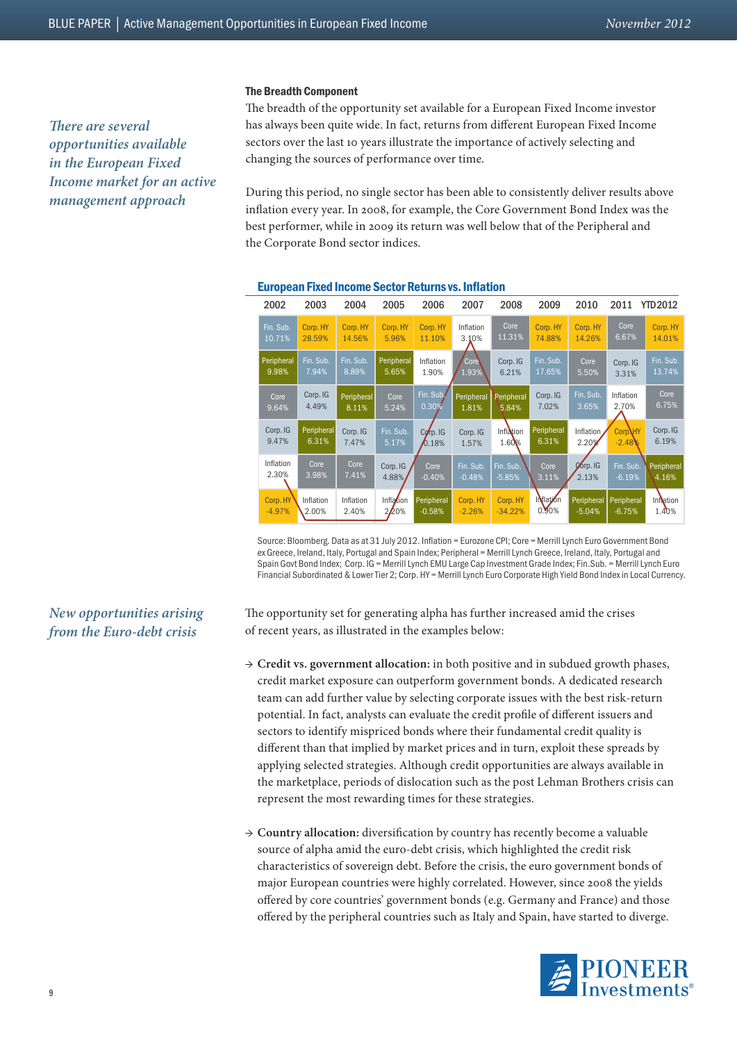*There are several opportunities available in the European Fixed Income market for an active management approach*

### The Breadth Component

The breadth of the opportunity set available for a European Fixed Income investor has always been quite wide. In fact, returns from different European Fixed Income sectors over the last 10 years illustrate the importance of actively selecting and changing the sources of performance over time.

During this period, no single sector has been able to consistently deliver results above inflation every year. In 2008, for example, the Core Government Bond Index was the best performer, while in 2009 its return was well below that of the Peripheral and the Corporate Bond sector indices.

**European Fixed Income Sector Returns vs. Inflation**

| 2002 | 2003 | 2004 | 2005 | 2006 | 2007 | 2008 | 2009 | 2010 | 2011 | YTD2012 |
|---|---|---|---|---|---|---|---|---|---|---|
| Fin. Sub. 10.71% | Corp. HY 28.59% | Corp. HY 14.56% | Corp. HY 5.96% | Corp. HY 11.10% | Inflation 3.10% | Core 11.31% | Corp. HY 74.88% | Corp. HY 14.26% | Core 6.67% | Corp. HY 14.01% |
| Peripheral 9.98% | Fin. Sub. 7.94% | Fin. Sub. 8.89% | Peripheral 5.65% | Inflation 1.90% | Core 1.93% | Corp. IG 6.21% | Fin. Sub. 17.65% | Core 5.50% | Corp. IG 3.31% | Fin. Sub. 13.74% |
| Core 9.64% | Corp. IG 4.49% | Peripheral 8.11% | Core 5.24% | Fin. Sub. 0.30% | Peripheral 1.81% | Peripheral 5.84% | Corp. IG 7.02% | Fin. Sub. 3.65% | Inflation 2.70% | Core 6.75% |
| Corp. IG 9.47% | Peripheral 6.31% | Corp. IG 7.47% | Fin. Sub. 5.17% | Corp. IG 0.18% | Corp. IG 1.57% | Inflation 1.60% | Peripheral 6.31% | Inflation 2.20% | Corp. HY -2.48% | Corp. IG 6.19% |
| Inflation 2.30% | Core 3.98% | Core 7.41% | Corp. IG 4.88% | Core -0.40% | Fin. Sub. -0.48% | Fin. Sub. -5.85% | Core 3.11% | Corp. IG 2.13% | Fin. Sub. -6.19% | Peripheral 4.16% |
| Corp. HY -4.97% | Inflation 2.00% | Inflation 2.40% | Inflation 2.20% | Peripheral -0.58% | Corp. HY -2.26% | Corp. HY -34.22% | Inflation 0.90% | Peripheral -5.04% | Peripheral -6.75% | Inflation 1.40% |

Source: Bloomberg. Data as at 31 July 2012. Inflation = Eurozone CPI; Core = Merrill Lynch Euro Government Bond ex Greece, Ireland, Italy, Portugal and Spain Index; Peripheral = Merrill Lynch Greece, Ireland, Italy, Portugal and Spain Govt Bond Index; Corp. IG = Merrill Lynch EMU Large Cap Investment Grade Index; Fin.Sub. = Merrill Lynch Euro Financial Subordinated & Lower Tier 2; Corp. HY = Merrill Lynch Euro Corporate High Yield Bond Index in Local Currency.

*New opportunities arising from the Euro-debt crisis*

The opportunity set for generating alpha has further increased amid the crises of recent years, as illustrated in the examples below:

- **Credit vs. government allocation:** in both positive and in subdued growth phases, credit market exposure can outperform government bonds. A dedicated research team can add further value by selecting corporate issues with the best risk-return potential. In fact, analysts can evaluate the credit profile of different issuers and sectors to identify mispriced bonds where their fundamental credit quality is different than that implied by market prices and in turn, exploit these spreads by applying selected strategies. Although credit opportunities are always available in the marketplace, periods of dislocation such as the post Lehman Brothers crisis can represent the most rewarding times for these strategies.

- **Country allocation:** diversification by country has recently become a valuable source of alpha amid the euro-debt crisis, which highlighted the credit risk characteristics of sovereign debt. Before the crisis, the euro government bonds of major European countries were highly correlated. However, since 2008 the yields offered by core countries' government bonds (e.g. Germany and France) and those offered by the peripheral countries such as Italy and Spain, have started to diverge.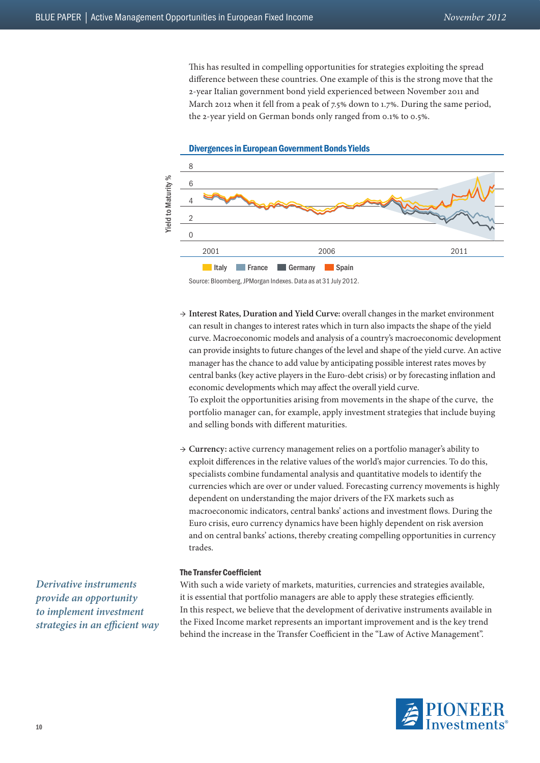This has resulted in compelling opportunities for strategies exploiting the spread difference between these countries. One example of this is the strong move that the 2-year Italian government bond yield experienced between November 2011 and March 2012 when it fell from a peak of 7.5% down to 1.7%. During the same period, the 2-year yield on German bonds only ranged from 0.1% to 0.5%.

**Divergences in European Government Bonds Yields**

Source: Bloomberg, JPMorgan Indexes. Data as at 31 July 2012.

- **Interest Rates, Duration and Yield Curve:** overall changes in the market environment can result in changes to interest rates which in turn also impacts the shape of the yield curve. Macroeconomic models and analysis of a country's macroeconomic development can provide insights to future changes of the level and shape of the yield curve. An active manager has the chance to add value by anticipating possible interest rates moves by central banks (key active players in the Euro-debt crisis) or by forecasting inflation and economic developments which may affect the overall yield curve.
  To exploit the opportunities arising from movements in the shape of the curve, the portfolio manager can, for example, apply investment strategies that include buying and selling bonds with different maturities.

- **Currency:** active currency management relies on a portfolio manager's ability to exploit differences in the relative values of the world's major currencies. To do this, specialists combine fundamental analysis and quantitative models to identify the currencies which are over or under valued. Forecasting currency movements is highly dependent on understanding the major drivers of the FX markets such as macroeconomic indicators, central banks' actions and investment flows. During the Euro crisis, euro currency dynamics have been highly dependent on risk aversion and on central banks' actions, thereby creating compelling opportunities in currency trades.

### The Transfer Coefficient

*Derivative instruments provide an opportunity to implement investment strategies in an efficient way*

With such a wide variety of markets, maturities, currencies and strategies available, it is essential that portfolio managers are able to apply these strategies efficiently. In this respect, we believe that the development of derivative instruments available in the Fixed Income market represents an important improvement and is the key trend behind the increase in the Transfer Coefficient in the "Law of Active Management".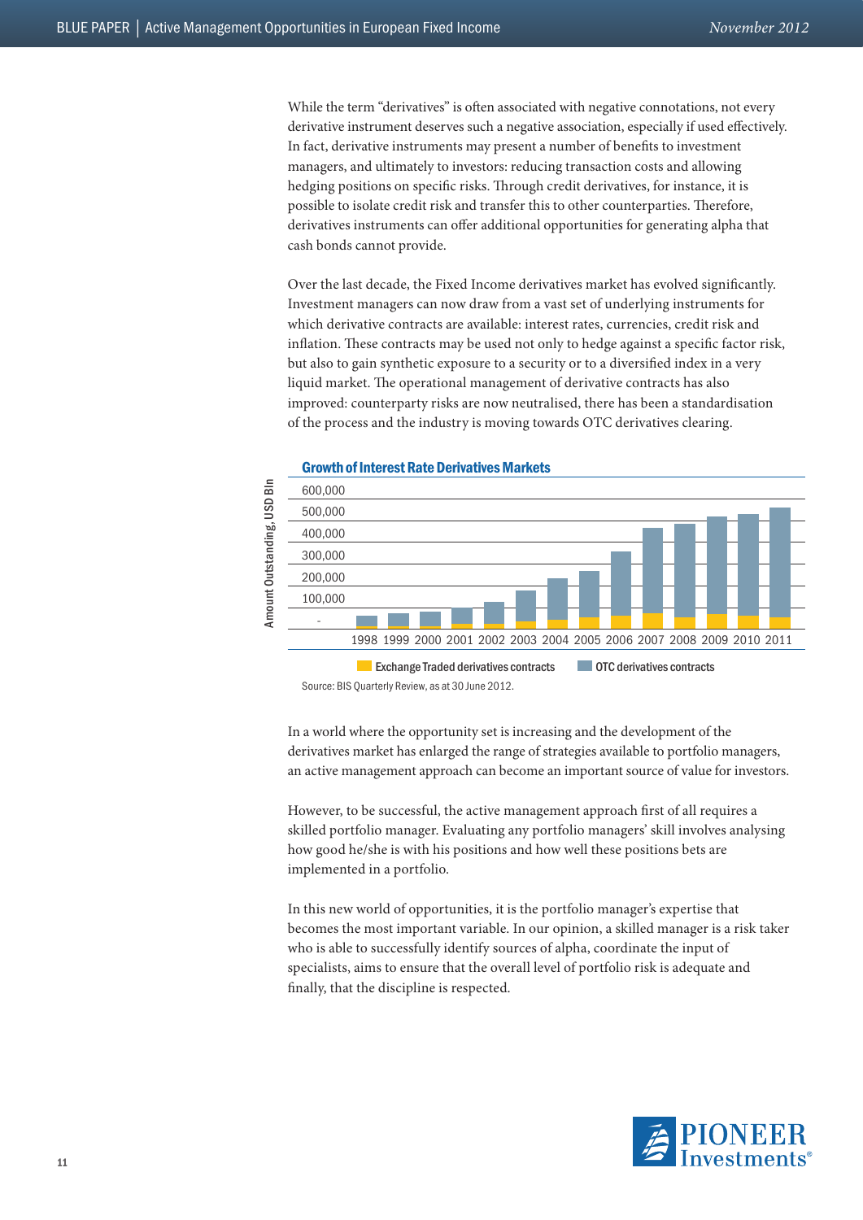While the term "derivatives" is often associated with negative connotations, not every derivative instrument deserves such a negative association, especially if used effectively. In fact, derivative instruments may present a number of benefits to investment managers, and ultimately to investors: reducing transaction costs and allowing hedging positions on specific risks. Through credit derivatives, for instance, it is possible to isolate credit risk and transfer this to other counterparties. Therefore, derivatives instruments can offer additional opportunities for generating alpha that cash bonds cannot provide.

Over the last decade, the Fixed Income derivatives market has evolved significantly. Investment managers can now draw from a vast set of underlying instruments for which derivative contracts are available: interest rates, currencies, credit risk and inflation. These contracts may be used not only to hedge against a specific factor risk, but also to gain synthetic exposure to a security or to a diversified index in a very liquid market. The operational management of derivative contracts has also improved: counterparty risks are now neutralised, there has been a standardisation of the process and the industry is moving towards OTC derivatives clearing.

**Growth of Interest Rate Derivatives Markets**

Amount Outstanding, USD Bln

Years: 1998, 1999, 2000, 2001, 2002, 2003, 2004, 2005, 2006, 2007, 2008, 2009, 2010, 2011

Axis: -, 100,000, 200,000, 300,000, 400,000, 500,000, 600,000

Exchange Traded derivatives contracts · OTC derivatives contracts

Source: BIS Quarterly Review, as at 30 June 2012.

In a world where the opportunity set is increasing and the development of the derivatives market has enlarged the range of strategies available to portfolio managers, an active management approach can become an important source of value for investors.

However, to be successful, the active management approach first of all requires a skilled portfolio manager. Evaluating any portfolio managers' skill involves analysing how good he/she is with his positions and how well these positions bets are implemented in a portfolio.

In this new world of opportunities, it is the portfolio manager's expertise that becomes the most important variable. In our opinion, a skilled manager is a risk taker who is able to successfully identify sources of alpha, coordinate the input of specialists, aims to ensure that the overall level of portfolio risk is adequate and finally, that the discipline is respected.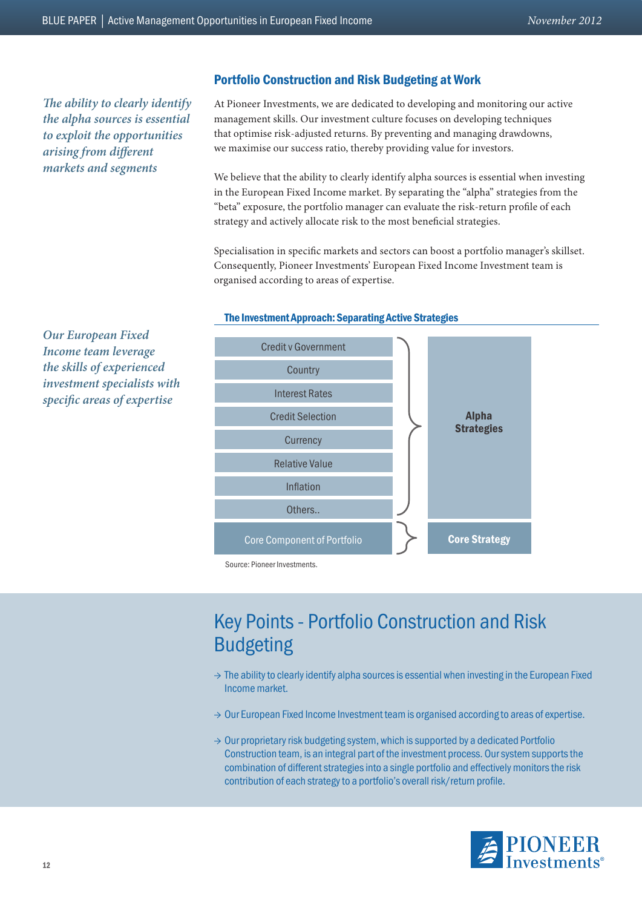*The ability to clearly identify the alpha sources is essential to exploit the opportunities arising from different markets and segments*

## Portfolio Construction and Risk Budgeting at Work

At Pioneer Investments, we are dedicated to developing and monitoring our active management skills. Our investment culture focuses on developing techniques that optimise risk-adjusted returns. By preventing and managing drawdowns, we maximise our success ratio, thereby providing value for investors.

We believe that the ability to clearly identify alpha sources is essential when investing in the European Fixed Income market. By separating the "alpha" strategies from the "beta" exposure, the portfolio manager can evaluate the risk-return profile of each strategy and actively allocate risk to the most beneficial strategies.

Specialisation in specific markets and sectors can boost a portfolio manager's skillset. Consequently, Pioneer Investments' European Fixed Income Investment team is organised according to areas of expertise.

*Our European Fixed Income team leverage the skills of experienced investment specialists with specific areas of expertise*

**The Investment Approach: Separating Active Strategies**

| Component | Strategy |
| --- | --- |
| Credit v Government | **Alpha Strategies** |
| Country | |
| Interest Rates | |
| Credit Selection | |
| Currency | |
| Relative Value | |
| Inflation | |
| Others.. | |
| Core Component of Portfolio | **Core Strategy** |

Source: Pioneer Investments.

## Key Points - Portfolio Construction and Risk Budgeting

- → The ability to clearly identify alpha sources is essential when investing in the European Fixed Income market.
- → Our European Fixed Income Investment team is organised according to areas of expertise.
- → Our proprietary risk budgeting system, which is supported by a dedicated Portfolio Construction team, is an integral part of the investment process. Our system supports the combination of different strategies into a single portfolio and effectively monitors the risk contribution of each strategy to a portfolio's overall risk/return profile.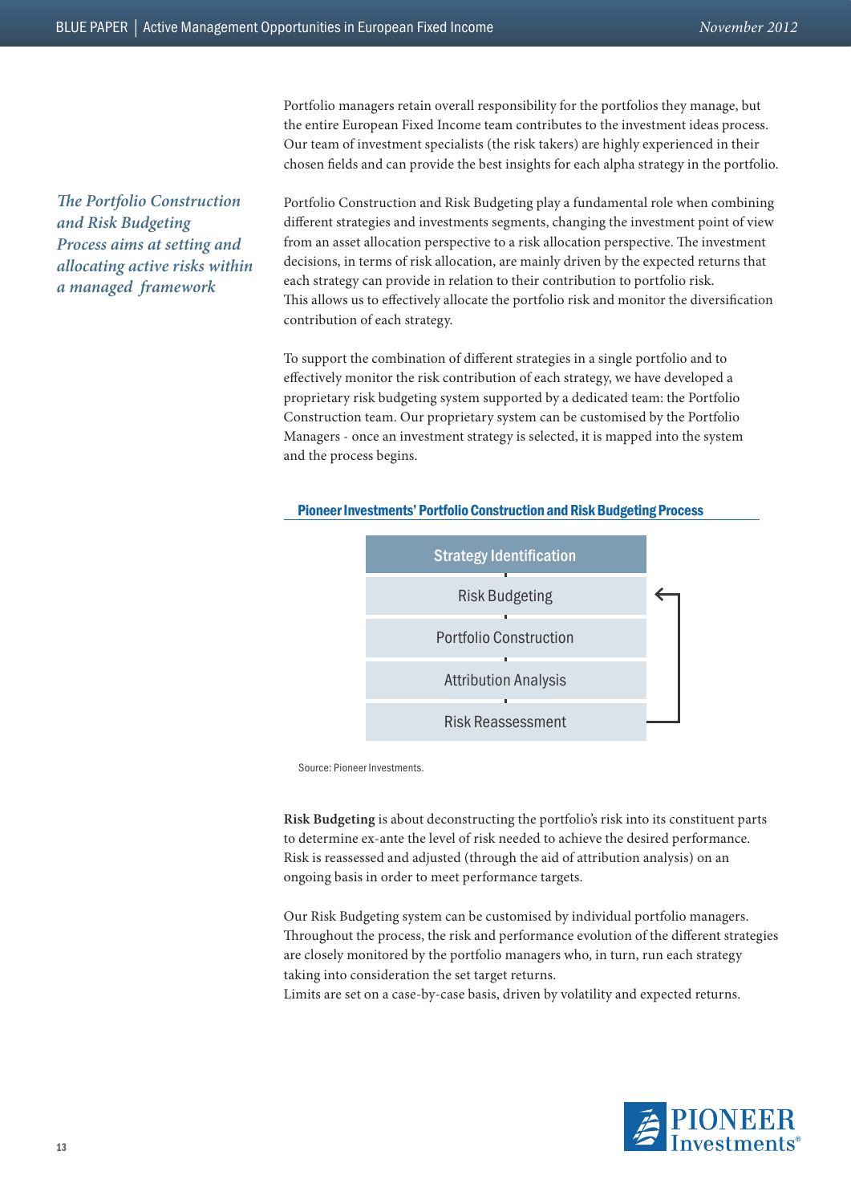Portfolio managers retain overall responsibility for the portfolios they manage, but the entire European Fixed Income team contributes to the investment ideas process. Our team of investment specialists (the risk takers) are highly experienced in their chosen fields and can provide the best insights for each alpha strategy in the portfolio.

*The Portfolio Construction and Risk Budgeting Process aims at setting and allocating active risks within a managed framework*

Portfolio Construction and Risk Budgeting play a fundamental role when combining different strategies and investments segments, changing the investment point of view from an asset allocation perspective to a risk allocation perspective. The investment decisions, in terms of risk allocation, are mainly driven by the expected returns that each strategy can provide in relation to their contribution to portfolio risk.
This allows us to effectively allocate the portfolio risk and monitor the diversification contribution of each strategy.

To support the combination of different strategies in a single portfolio and to effectively monitor the risk contribution of each strategy, we have developed a proprietary risk budgeting system supported by a dedicated team: the Portfolio Construction team. Our proprietary system can be customised by the Portfolio Managers - once an investment strategy is selected, it is mapped into the system and the process begins.

**Pioneer Investments' Portfolio Construction and Risk Budgeting Process**

- Strategy Identification
- Risk Budgeting
- Portfolio Construction
- Attribution Analysis
- Risk Reassessment (loops back to Risk Budgeting)

Source: Pioneer Investments.

**Risk Budgeting** is about deconstructing the portfolio's risk into its constituent parts to determine ex-ante the level of risk needed to achieve the desired performance. Risk is reassessed and adjusted (through the aid of attribution analysis) on an ongoing basis in order to meet performance targets.

Our Risk Budgeting system can be customised by individual portfolio managers. Throughout the process, the risk and performance evolution of the different strategies are closely monitored by the portfolio managers who, in turn, run each strategy taking into consideration the set target returns.
Limits are set on a case-by-case basis, driven by volatility and expected returns.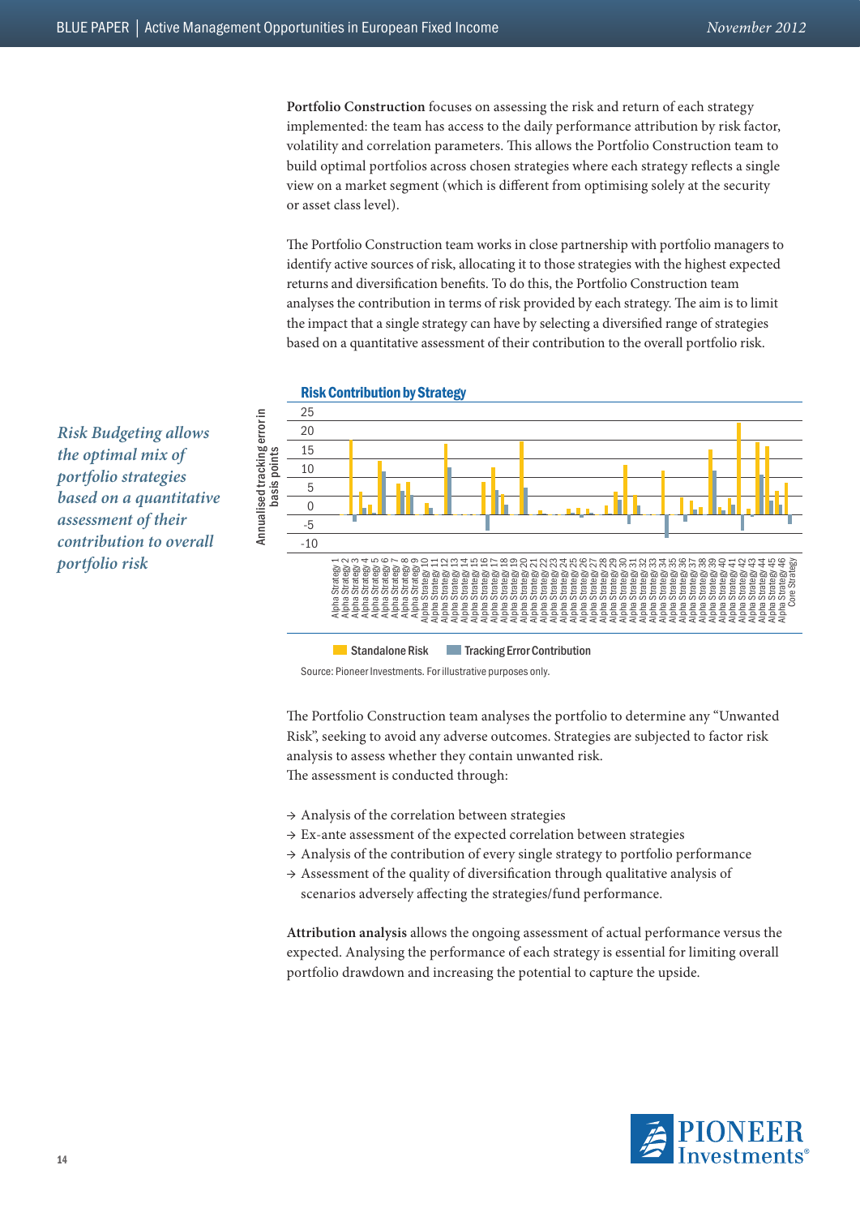**Portfolio Construction** focuses on assessing the risk and return of each strategy implemented: the team has access to the daily performance attribution by risk factor, volatility and correlation parameters. This allows the Portfolio Construction team to build optimal portfolios across chosen strategies where each strategy reflects a single view on a market segment (which is different from optimising solely at the security or asset class level).

The Portfolio Construction team works in close partnership with portfolio managers to identify active sources of risk, allocating it to those strategies with the highest expected returns and diversification benefits. To do this, the Portfolio Construction team analyses the contribution in terms of risk provided by each strategy. The aim is to limit the impact that a single strategy can have by selecting a diversified range of strategies based on a quantitative assessment of their contribution to the overall portfolio risk.

*Risk Budgeting allows the optimal mix of portfolio strategies based on a quantitative assessment of their contribution to overall portfolio risk*

**Risk Contribution by Strategy**

Source: Pioneer Investments. For illustrative purposes only.

The Portfolio Construction team analyses the portfolio to determine any "Unwanted Risk", seeking to avoid any adverse outcomes. Strategies are subjected to factor risk analysis to assess whether they contain unwanted risk.
The assessment is conducted through:

→ Analysis of the correlation between strategies
→ Ex-ante assessment of the expected correlation between strategies
→ Analysis of the contribution of every single strategy to portfolio performance
→ Assessment of the quality of diversification through qualitative analysis of scenarios adversely affecting the strategies/fund performance.

**Attribution analysis** allows the ongoing assessment of actual performance versus the expected. Analysing the performance of each strategy is essential for limiting overall portfolio drawdown and increasing the potential to capture the upside.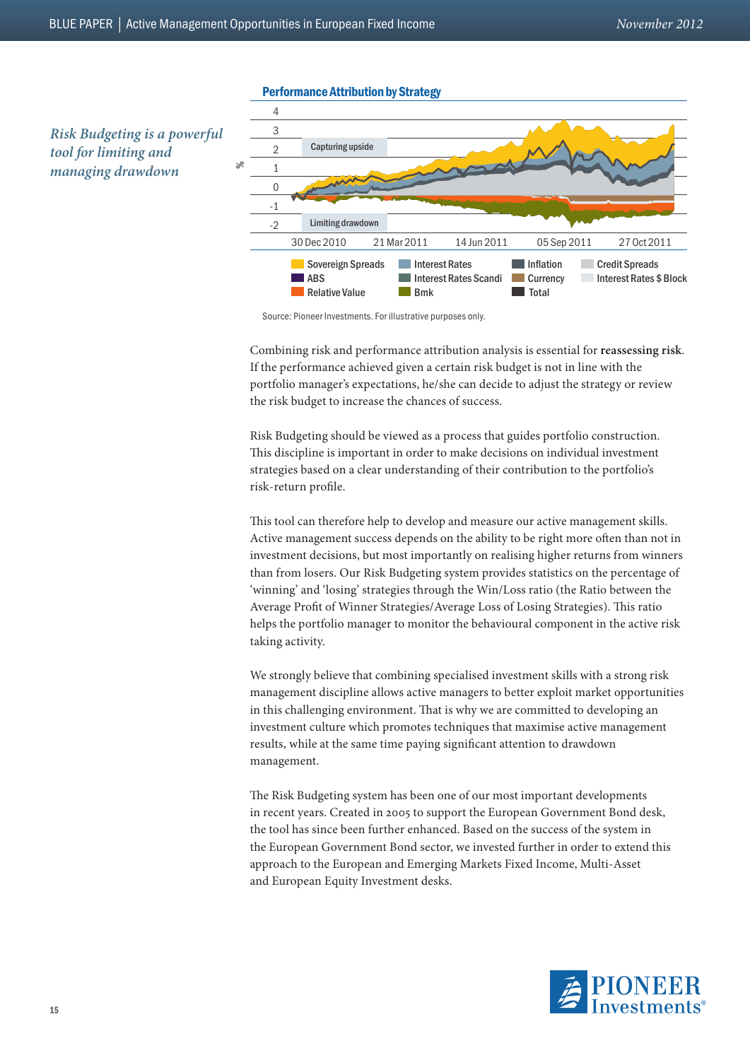*Risk Budgeting is a powerful tool for limiting and managing drawdown*

**Performance Attribution by Strategy**

Source: Pioneer Investments. For illustrative purposes only.

Combining risk and performance attribution analysis is essential for **reassessing risk**. If the performance achieved given a certain risk budget is not in line with the portfolio manager's expectations, he/she can decide to adjust the strategy or review the risk budget to increase the chances of success.

Risk Budgeting should be viewed as a process that guides portfolio construction. This discipline is important in order to make decisions on individual investment strategies based on a clear understanding of their contribution to the portfolio's risk-return profile.

This tool can therefore help to develop and measure our active management skills. Active management success depends on the ability to be right more often than not in investment decisions, but most importantly on realising higher returns from winners than from losers. Our Risk Budgeting system provides statistics on the percentage of 'winning' and 'losing' strategies through the Win/Loss ratio (the Ratio between the Average Profit of Winner Strategies/Average Loss of Losing Strategies). This ratio helps the portfolio manager to monitor the behavioural component in the active risk taking activity.

We strongly believe that combining specialised investment skills with a strong risk management discipline allows active managers to better exploit market opportunities in this challenging environment. That is why we are committed to developing an investment culture which promotes techniques that maximise active management results, while at the same time paying significant attention to drawdown management.

The Risk Budgeting system has been one of our most important developments in recent years. Created in 2005 to support the European Government Bond desk, the tool has since been further enhanced. Based on the success of the system in the European Government Bond sector, we invested further in order to extend this approach to the European and Emerging Markets Fixed Income, Multi-Asset and European Equity Investment desks.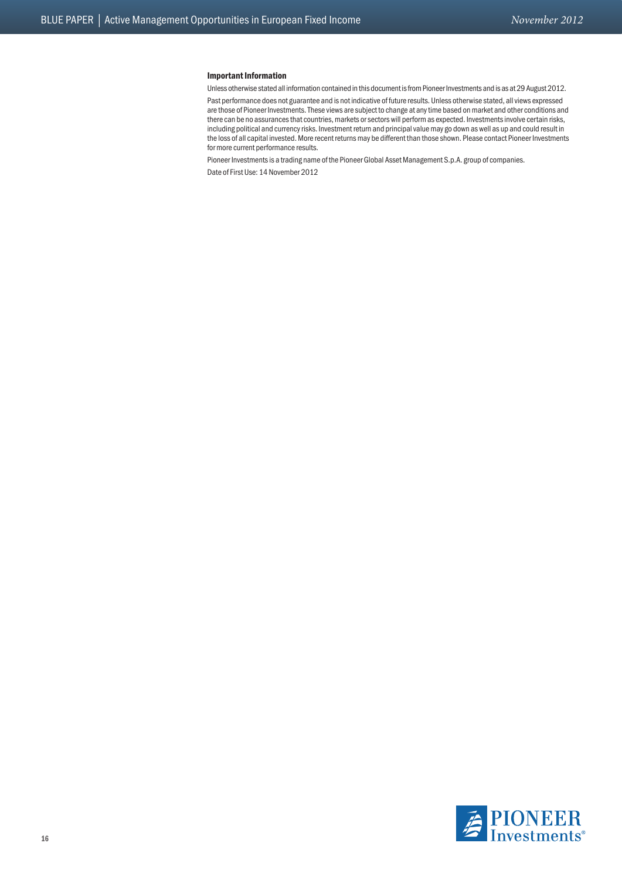**Important Information**

Unless otherwise stated all information contained in this document is from Pioneer Investments and is as at 29 August 2012.

Past performance does not guarantee and is not indicative of future results. Unless otherwise stated, all views expressed are those of Pioneer Investments. These views are subject to change at any time based on market and other conditions and there can be no assurances that countries, markets or sectors will perform as expected. Investments involve certain risks, including political and currency risks. Investment return and principal value may go down as well as up and could result in the loss of all capital invested. More recent returns may be different than those shown. Please contact Pioneer Investments for more current performance results.

Pioneer Investments is a trading name of the Pioneer Global Asset Management S.p.A. group of companies.

Date of First Use: 14 November 2012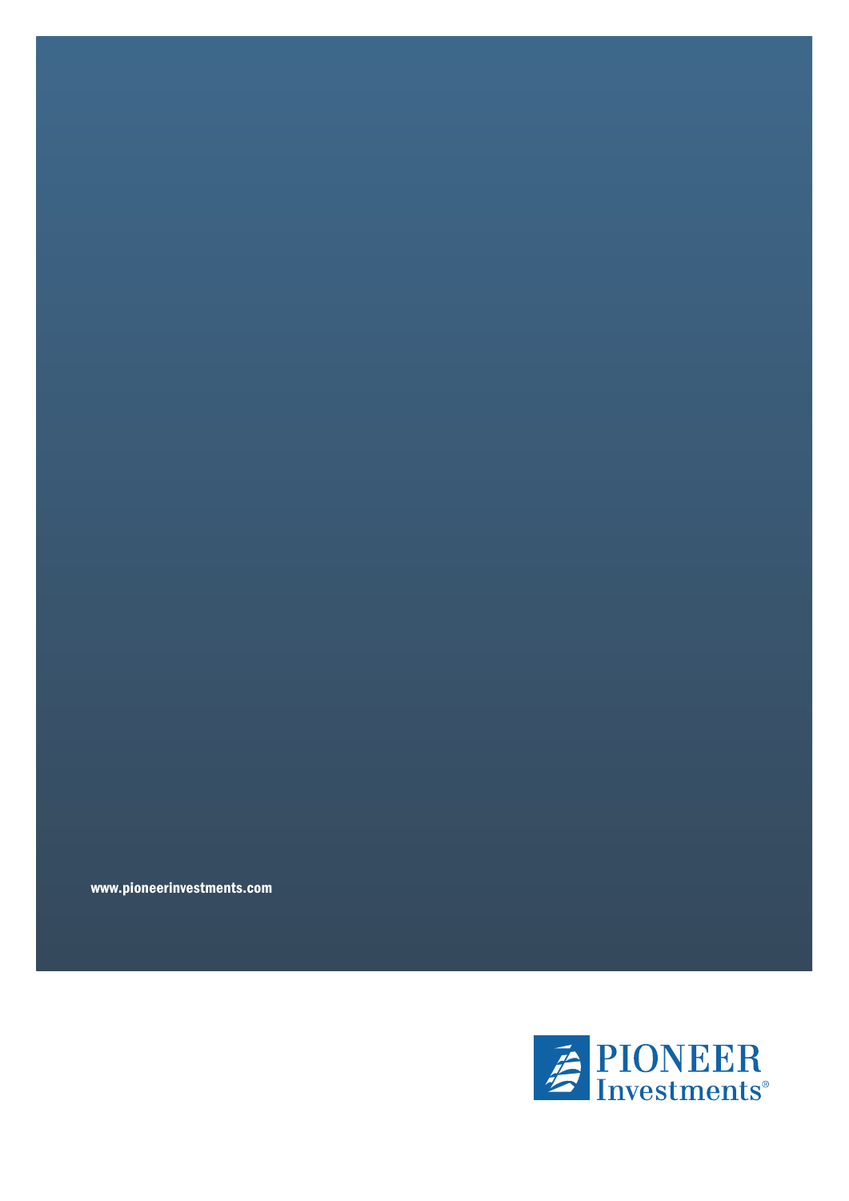www.pioneerinvestments.com

PIONEER
Investments®